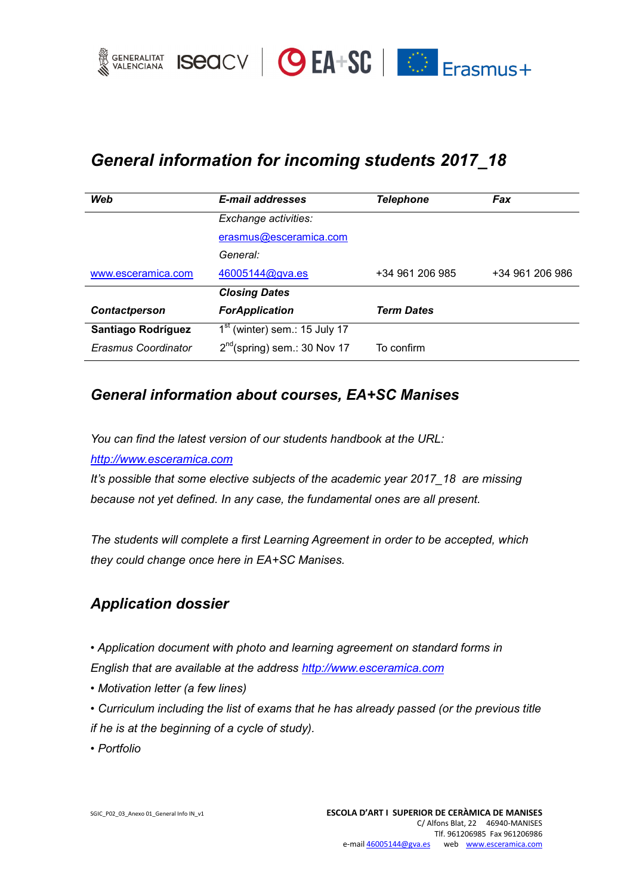## *General information for incoming students 2017_18*

| ***Web*** | ***E-mail addresses*** | ***Telephone*** | ***Fax*** |
|---|---|---|---|
| | *Exchange activities:* | | |
| | erasmus@esceramica.com | | |
| | *General:* | | |
| www.esceramica.com | 46005144@gva.es | +34 961 206 985 | +34 961 206 986 |
| ***Contactperson*** | ***Closing Dates ForApplication*** | ***Term Dates*** | |
| **Santiago Rodríguez** | 1st (winter) sem.: 15 July 17 | | |
| *Erasmus Coordinator* | 2nd(spring) sem.: 30 Nov 17 | To confirm | |

## *General information about courses, EA+SC Manises*

*You can find the latest version of our students handbook at the URL:*
*http://www.esceramica.com*
*It's possible that some elective subjects of the academic year 2017_18 are missing because not yet defined. In any case, the fundamental ones are all present.*

*The students will complete a first Learning Agreement in order to be accepted, which they could change once here in EA+SC Manises.*

## *Application dossier*

- *Application document with photo and learning agreement on standard forms in English that are available at the address http://www.esceramica.com*
- *Motivation letter (a few lines)*
- *Curriculum including the list of exams that he has already passed (or the previous title if he is at the beginning of a cycle of study).*
- *Portfolio*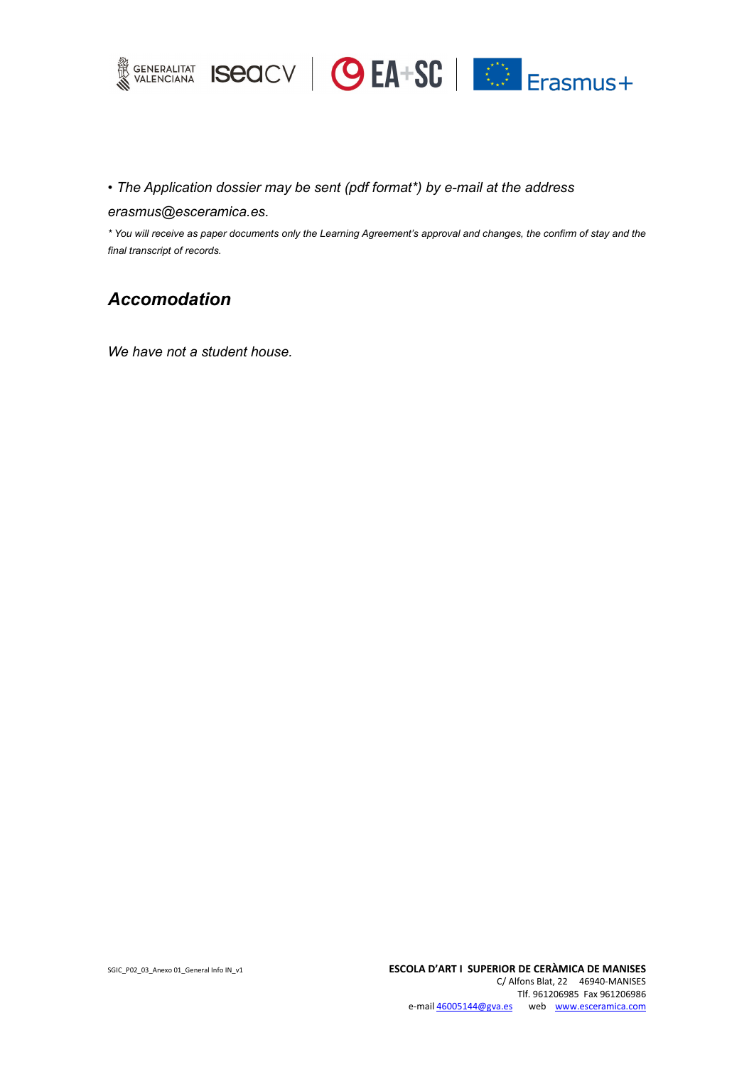- *The Application dossier may be sent (pdf format*) by e-mail at the address erasmus@esceramica.es.*

*\* You will receive as paper documents only the Learning Agreement's approval and changes, the confirm of stay and the final transcript of records.*

## *Accomodation*

*We have not a student house.*